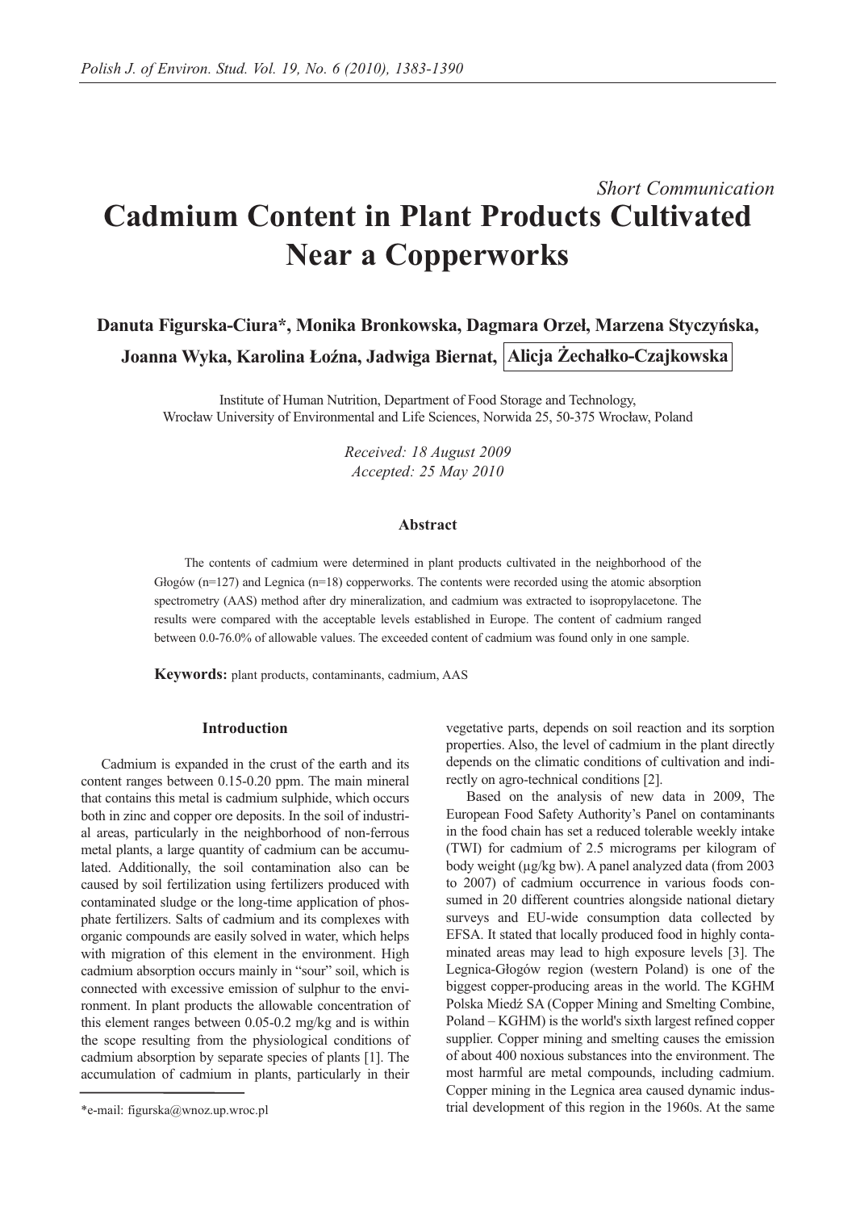*Short Communication*

# Cadmium Content in Plant Products Cultivated Near a Copperworks

**Danuta Figurska-Ciura\*, Monika Bronkowska, Dagmara Orzeł, Marzena Styczyńska, Joanna Wyka, Karolina Łoźna, Jadwiga Biernat, Alicja Żechałko-Czajkowska**

Institute of Human Nutrition, Department of Food Storage and Technology, Wrocław University of Environmental and Life Sciences, Norwida 25, 50-375 Wrocław, Poland

*Received: 18 August 2009*
*Accepted: 25 May 2010*

### Abstract

The contents of cadmium were determined in plant products cultivated in the neighborhood of the Głogów (n=127) and Legnica (n=18) copperworks. The contents were recorded using the atomic absorption spectrometry (AAS) method after dry mineralization, and cadmium was extracted to isopropylacetone. The results were compared with the acceptable levels established in Europe. The content of cadmium ranged between 0.0-76.0% of allowable values. The exceeded content of cadmium was found only in one sample.

**Keywords:** plant products, contaminants, cadmium, AAS

## Introduction

Cadmium is expanded in the crust of the earth and its content ranges between 0.15-0.20 ppm. The main mineral that contains this metal is cadmium sulphide, which occurs both in zinc and copper ore deposits. In the soil of industrial areas, particularly in the neighborhood of non-ferrous metal plants, a large quantity of cadmium can be accumulated. Additionally, the soil contamination also can be caused by soil fertilization using fertilizers produced with contaminated sludge or the long-time application of phosphate fertilizers. Salts of cadmium and its complexes with organic compounds are easily solved in water, which helps with migration of this element in the environment. High cadmium absorption occurs mainly in "sour" soil, which is connected with excessive emission of sulphur to the environment. In plant products the allowable concentration of this element ranges between 0.05-0.2 mg/kg and is within the scope resulting from the physiological conditions of cadmium absorption by separate species of plants [1]. The accumulation of cadmium in plants, particularly in their vegetative parts, depends on soil reaction and its sorption properties. Also, the level of cadmium in the plant directly depends on the climatic conditions of cultivation and indirectly on agro-technical conditions [2].

Based on the analysis of new data in 2009, The European Food Safety Authority's Panel on contaminants in the food chain has set a reduced tolerable weekly intake (TWI) for cadmium of 2.5 micrograms per kilogram of body weight (μg/kg bw). A panel analyzed data (from 2003 to 2007) of cadmium occurrence in various foods consumed in 20 different countries alongside national dietary surveys and EU-wide consumption data collected by EFSA. It stated that locally produced food in highly contaminated areas may lead to high exposure levels [3]. The Legnica-Głogów region (western Poland) is one of the biggest copper-producing areas in the world. The KGHM Polska Miedź SA (Copper Mining and Smelting Combine, Poland – KGHM) is the world's sixth largest refined copper supplier. Copper mining and smelting causes the emission of about 400 noxious substances into the environment. The most harmful are metal compounds, including cadmium. Copper mining in the Legnica area caused dynamic industrial development of this region in the 1960s. At the same

\*e-mail: figurska@wnoz.up.wroc.pl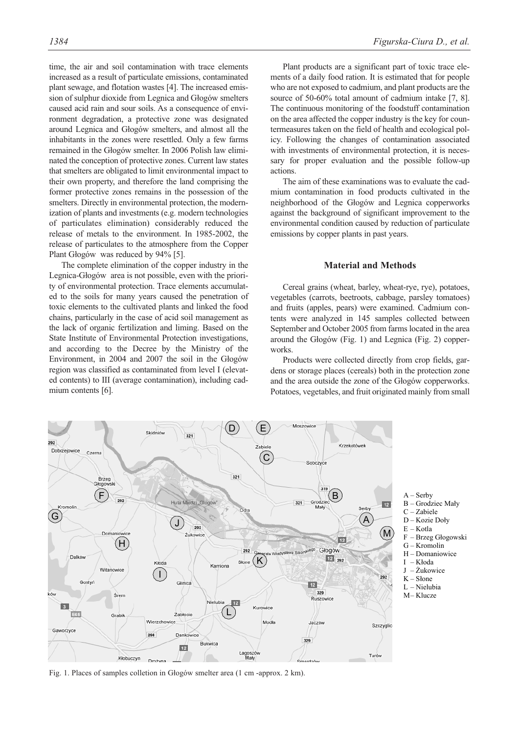time, the air and soil contamination with trace elements increased as a result of particulate emissions, contaminated plant sewage, and flotation wastes [4]. The increased emission of sulphur dioxide from Legnica and Głogów smelters caused acid rain and sour soils. As a consequence of environment degradation, a protective zone was designated around Legnica and Głogów smelters, and almost all the inhabitants in the zones were resettled. Only a few farms remained in the Głogów smelter. In 2006 Polish law eliminated the conception of protective zones. Current law states that smelters are obligated to limit environmental impact to their own property, and therefore the land comprising the former protective zones remains in the possession of the smelters. Directly in environmental protection, the modernization of plants and investments (e.g. modern technologies of particulates elimination) considerably reduced the release of metals to the environment. In 1985-2002, the release of particulates to the atmosphere from the Copper Plant Głogów was reduced by 94% [5].

The complete elimination of the copper industry in the Legnica-Głogów area is not possible, even with the priority of environmental protection. Trace elements accumulated to the soils for many years caused the penetration of toxic elements to the cultivated plants and linked the food chains, particularly in the case of acid soil management as the lack of organic fertilization and liming. Based on the State Institute of Environmental Protection investigations, and according to the Decree by the Ministry of the Environment, in 2004 and 2007 the soil in the Głogów region was classified as contaminated from level I (elevated contents) to III (average contamination), including cadmium contents [6].

Plant products are a significant part of toxic trace elements of a daily food ration. It is estimated that for people who are not exposed to cadmium, and plant products are the source of 50-60% total amount of cadmium intake [7, 8]. The continuous monitoring of the foodstuff contamination on the area affected the copper industry is the key for countermeasures taken on the field of health and ecological policy. Following the changes of contamination associated with investments of environmental protection, it is necessary for proper evaluation and the possible follow-up actions.

The aim of these examinations was to evaluate the cadmium contamination in food products cultivated in the neighborhood of the Głogów and Legnica copperworks against the background of significant improvement to the environmental condition caused by reduction of particulate emissions by copper plants in past years.

## Material and Methods

Cereal grains (wheat, barley, wheat-rye, rye), potatoes, vegetables (carrots, beetroots, cabbage, parsley tomatoes) and fruits (apples, pears) were examined. Cadmium contents were analyzed in 145 samples collected between September and October 2005 from farms located in the area around the Głogów (Fig. 1) and Legnica (Fig. 2) copperworks.

Products were collected directly from crop fields, gardens or storage places (cereals) both in the protection zone and the area outside the zone of the Głogów copperworks. Potatoes, vegetables, and fruit originated mainly from small

A – Serby
B – Grodziec Mały
C – Zabiele
D – Kozie Doły
E – Kotla
F – Brzeg Głogowski
G – Kromolin
H – Domaniowice
I – Kłoda
J – Żukowice
K – Słone
L – Nielubia
M – Klucze

Fig. 1. Places of samples colletion in Głogów smelter area (1 cm -approx. 2 km).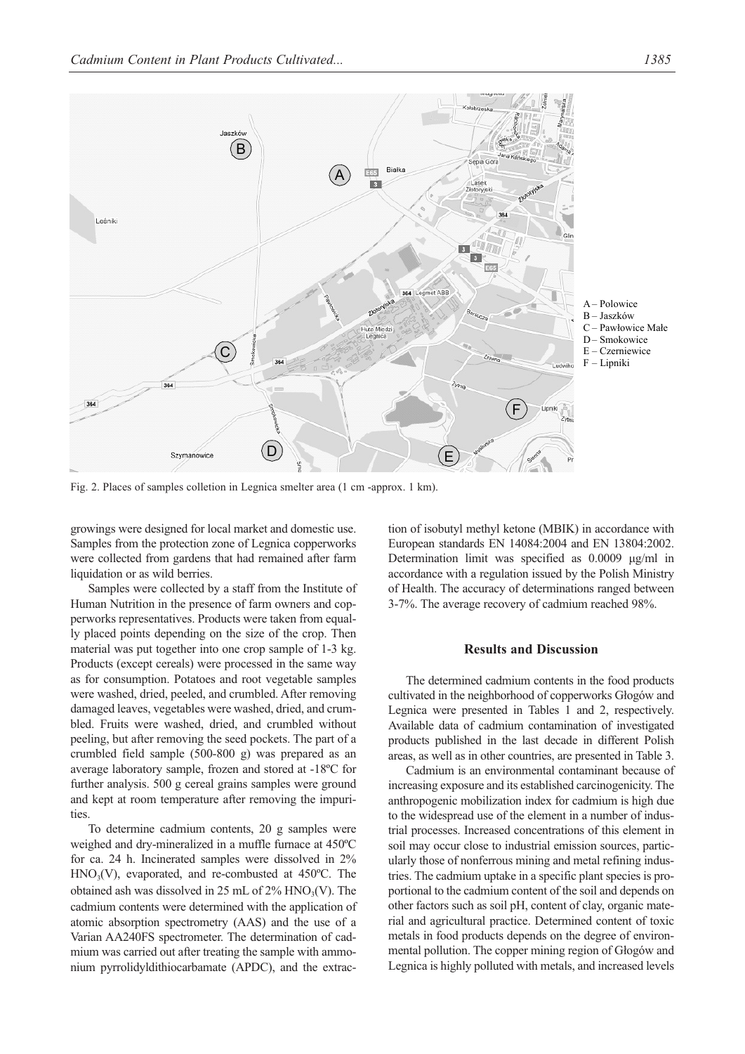Fig. 2. Places of samples colletion in Legnica smelter area (1 cm -approx. 1 km).

A – Polowice
B – Jaszków
C – Pawłowice Małe
D – Smokowice
E – Czerniewice
F – Lipniki

growings were designed for local market and domestic use. Samples from the protection zone of Legnica copperworks were collected from gardens that had remained after farm liquidation or as wild berries.

Samples were collected by a staff from the Institute of Human Nutrition in the presence of farm owners and copperworks representatives. Products were taken from equally placed points depending on the size of the crop. Then material was put together into one crop sample of 1-3 kg. Products (except cereals) were processed in the same way as for consumption. Potatoes and root vegetable samples were washed, dried, peeled, and crumbled. After removing damaged leaves, vegetables were washed, dried, and crumbled. Fruits were washed, dried, and crumbled without peeling, but after removing the seed pockets. The part of a crumbled field sample (500-800 g) was prepared as an average laboratory sample, frozen and stored at -18ºC for further analysis. 500 g cereal grains samples were ground and kept at room temperature after removing the impurities.

To determine cadmium contents, 20 g samples were weighed and dry-mineralized in a muffle furnace at 450ºC for ca. 24 h. Incinerated samples were dissolved in 2% $HNO_3$(V), evaporated, and re-combusted at 450ºC. The obtained ash was dissolved in 25 mL of 2% $HNO_3$(V). The cadmium contents were determined with the application of atomic absorption spectrometry (AAS) and the use of a Varian AA240FS spectrometer. The determination of cadmium was carried out after treating the sample with ammonium pyrrolidyldithiocarbamate (APDC), and the extraction of isobutyl methyl ketone (MBIK) in accordance with European standards EN 14084:2004 and EN 13804:2002. Determination limit was specified as 0.0009 μg/ml in accordance with a regulation issued by the Polish Ministry of Health. The accuracy of determinations ranged between 3-7%. The average recovery of cadmium reached 98%.

## Results and Discussion

The determined cadmium contents in the food products cultivated in the neighborhood of copperworks Głogów and Legnica were presented in Tables 1 and 2, respectively. Available data of cadmium contamination of investigated products published in the last decade in different Polish areas, as well as in other countries, are presented in Table 3.

Cadmium is an environmental contaminant because of increasing exposure and its established carcinogenicity. The anthropogenic mobilization index for cadmium is high due to the widespread use of the element in a number of industrial processes. Increased concentrations of this element in soil may occur close to industrial emission sources, particularly those of nonferrous mining and metal refining industries. The cadmium uptake in a specific plant species is proportional to the cadmium content of the soil and depends on other factors such as soil pH, content of clay, organic material and agricultural practice. Determined content of toxic metals in food products depends on the degree of environmental pollution. The copper mining region of Głogów and Legnica is highly polluted with metals, and increased levels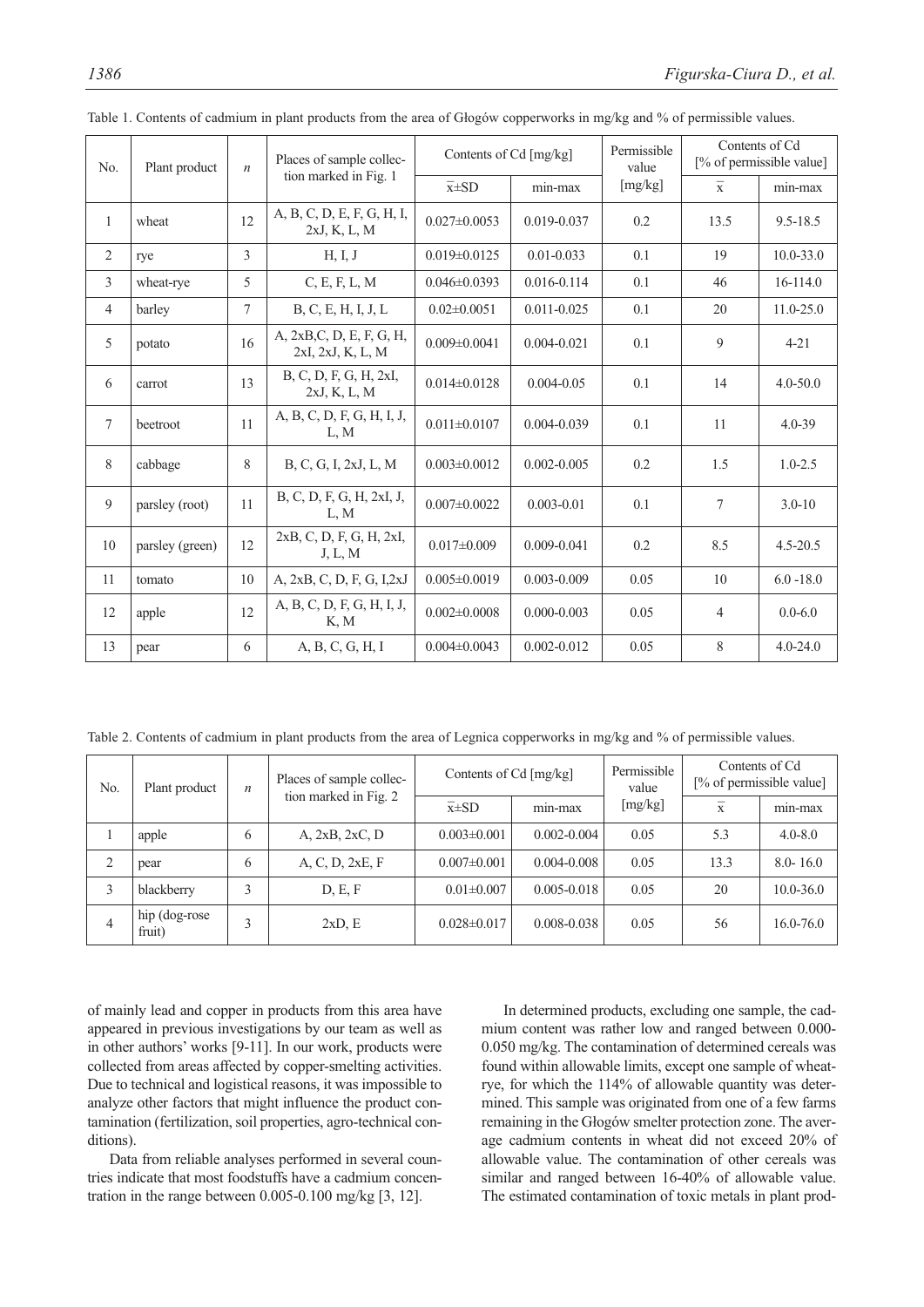Table 1. Contents of cadmium in plant products from the area of Głogów copperworks in mg/kg and % of permissible values.

| No. | Plant product | $n$ | Places of sample collection marked in Fig. 1 | Contents of Cd [mg/kg] | | Permissible value [mg/kg] | Contents of Cd [% of permissible value] | |
|---|---|---|---|---|---|---|---|---|
| | | | | $\bar{x}$±SD | min-max | | $\bar{x}$ | min-max |
| 1 | wheat | 12 | A, B, C, D, E, F, G, H, I, 2xJ, K, L, M | 0.027±0.0053 | 0.019-0.037 | 0.2 | 13.5 | 9.5-18.5 |
| 2 | rye | 3 | H, I, J | 0.019±0.0125 | 0.01-0.033 | 0.1 | 19 | 10.0-33.0 |
| 3 | wheat-rye | 5 | C, E, F, L, M | 0.046±0.0393 | 0.016-0.114 | 0.1 | 46 | 16-114.0 |
| 4 | barley | 7 | B, C, E, H, I, J, L | 0.02±0.0051 | 0.011-0.025 | 0.1 | 20 | 11.0-25.0 |
| 5 | potato | 16 | A, 2xB,C, D, E, F, G, H, 2xI, 2xJ, K, L, M | 0.009±0.0041 | 0.004-0.021 | 0.1 | 9 | 4-21 |
| 6 | carrot | 13 | B, C, D, F, G, H, 2xI, 2xJ, K, L, M | 0.014±0.0128 | 0.004-0.05 | 0.1 | 14 | 4.0-50.0 |
| 7 | beetroot | 11 | A, B, C, D, F, G, H, I, J, L, M | 0.011±0.0107 | 0.004-0.039 | 0.1 | 11 | 4.0-39 |
| 8 | cabbage | 8 | B, C, G, I, 2xJ, L, M | 0.003±0.0012 | 0.002-0.005 | 0.2 | 1.5 | 1.0-2.5 |
| 9 | parsley (root) | 11 | B, C, D, F, G, H, 2xI, J, L, M | 0.007±0.0022 | 0.003-0.01 | 0.1 | 7 | 3.0-10 |
| 10 | parsley (green) | 12 | 2xB, C, D, F, G, H, 2xI, J, L, M | 0.017±0.009 | 0.009-0.041 | 0.2 | 8.5 | 4.5-20.5 |
| 11 | tomato | 10 | A, 2xB, C, D, F, G, I,2xJ | 0.005±0.0019 | 0.003-0.009 | 0.05 | 10 | 6.0 -18.0 |
| 12 | apple | 12 | A, B, C, D, F, G, H, I, J, K, M | 0.002±0.0008 | 0.000-0.003 | 0.05 | 4 | 0.0-6.0 |
| 13 | pear | 6 | A, B, C, G, H, I | 0.004±0.0043 | 0.002-0.012 | 0.05 | 8 | 4.0-24.0 |

Table 2. Contents of cadmium in plant products from the area of Legnica copperworks in mg/kg and % of permissible values.

| No. | Plant product | $n$ | Places of sample collection marked in Fig. 2 | Contents of Cd [mg/kg] | | Permissible value [mg/kg] | Contents of Cd [% of permissible value] | |
|---|---|---|---|---|---|---|---|---|
| | | | | $\bar{x}$±SD | min-max | | $\bar{x}$ | min-max |
| 1 | apple | 6 | A, 2xB, 2xC, D | 0.003±0.001 | 0.002-0.004 | 0.05 | 5.3 | 4.0-8.0 |
| 2 | pear | 6 | A, C, D, 2xE, F | 0.007±0.001 | 0.004-0.008 | 0.05 | 13.3 | 8.0- 16.0 |
| 3 | blackberry | 3 | D, E, F | 0.01±0.007 | 0.005-0.018 | 0.05 | 20 | 10.0-36.0 |
| 4 | hip (dog-rose fruit) | 3 | 2xD, E | 0.028±0.017 | 0.008-0.038 | 0.05 | 56 | 16.0-76.0 |

of mainly lead and copper in products from this area have appeared in previous investigations by our team as well as in other authors' works [9-11]. In our work, products were collected from areas affected by copper-smelting activities. Due to technical and logistical reasons, it was impossible to analyze other factors that might influence the product contamination (fertilization, soil properties, agro-technical conditions).

Data from reliable analyses performed in several countries indicate that most foodstuffs have a cadmium concentration in the range between 0.005-0.100 mg/kg [3, 12].

In determined products, excluding one sample, the cadmium content was rather low and ranged between 0.000-0.050 mg/kg. The contamination of determined cereals was found within allowable limits, except one sample of wheat-rye, for which the 114% of allowable quantity was determined. This sample was originated from one of a few farms remaining in the Głogów smelter protection zone. The average cadmium contents in wheat did not exceed 20% of allowable value. The contamination of other cereals was similar and ranged between 16-40% of allowable value. The estimated contamination of toxic metals in plant prod-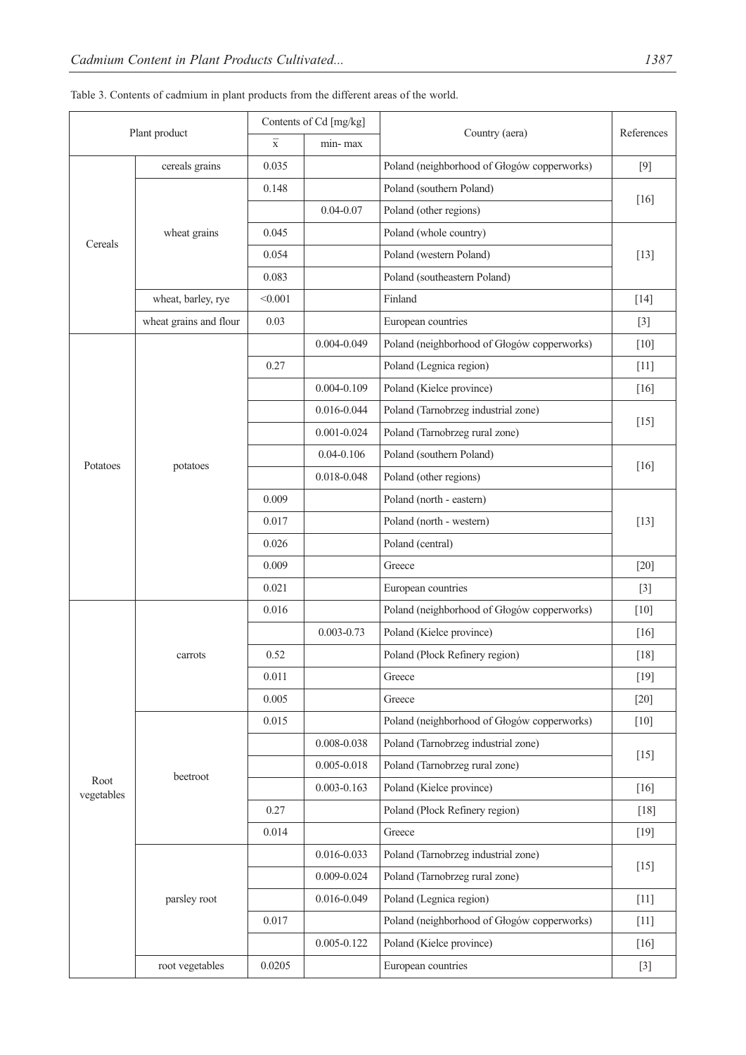Table 3. Contents of cadmium in plant products from the different areas of the world.

| Plant product | | Contents of Cd [mg/kg] | | Country (aera) | References |
|---|---|---|---|---|---|
| | | $\bar{x}$ | min- max | | |
| Cereals | cereals grains | 0.035 | | Poland (neighborhood of Głogów copperworks) | [9] |
| | wheat grains | 0.148 | | Poland (southern Poland) | [16] |
| | | | 0.04-0.07 | Poland (other regions) | |
| | | 0.045 | | Poland (whole country) | [13] |
| | | 0.054 | | Poland (western Poland) | |
| | | 0.083 | | Poland (southeastern Poland) | |
| | wheat, barley, rye | <0.001 | | Finland | [14] |
| | wheat grains and flour | 0.03 | | European countries | [3] |
| Potatoes | potatoes | | 0.004-0.049 | Poland (neighborhood of Głogów copperworks) | [10] |
| | | 0.27 | | Poland (Legnica region) | [11] |
| | | | 0.004-0.109 | Poland (Kielce province) | [16] |
| | | | 0.016-0.044 | Poland (Tarnobrzeg industrial zone) | [15] |
| | | | 0.001-0.024 | Poland (Tarnobrzeg rural zone) | |
| | | | 0.04-0.106 | Poland (southern Poland) | [16] |
| | | | 0.018-0.048 | Poland (other regions) | |
| | | 0.009 | | Poland (north - eastern) | [13] |
| | | 0.017 | | Poland (north - western) | |
| | | 0.026 | | Poland (central) | |
| | | 0.009 | | Greece | [20] |
| | | 0.021 | | European countries | [3] |
| Root vegetables | carrots | 0.016 | | Poland (neighborhood of Głogów copperworks) | [10] |
| | | | 0.003-0.73 | Poland (Kielce province) | [16] |
| | | 0.52 | | Poland (Płock Refinery region) | [18] |
| | | 0.011 | | Greece | [19] |
| | | 0.005 | | Greece | [20] |
| | beetroot | 0.015 | | Poland (neighborhood of Głogów copperworks) | [10] |
| | | | 0.008-0.038 | Poland (Tarnobrzeg industrial zone) | [15] |
| | | | 0.005-0.018 | Poland (Tarnobrzeg rural zone) | |
| | | | 0.003-0.163 | Poland (Kielce province) | [16] |
| | | 0.27 | | Poland (Płock Refinery region) | [18] |
| | | 0.014 | | Greece | [19] |
| | parsley root | | 0.016-0.033 | Poland (Tarnobrzeg industrial zone) | [15] |
| | | | 0.009-0.024 | Poland (Tarnobrzeg rural zone) | |
| | | | 0.016-0.049 | Poland (Legnica region) | [11] |
| | | 0.017 | | Poland (neighborhood of Głogów copperworks) | [11] |
| | | | 0.005-0.122 | Poland (Kielce province) | [16] |
| | root vegetables | 0.0205 | | European countries | [3] |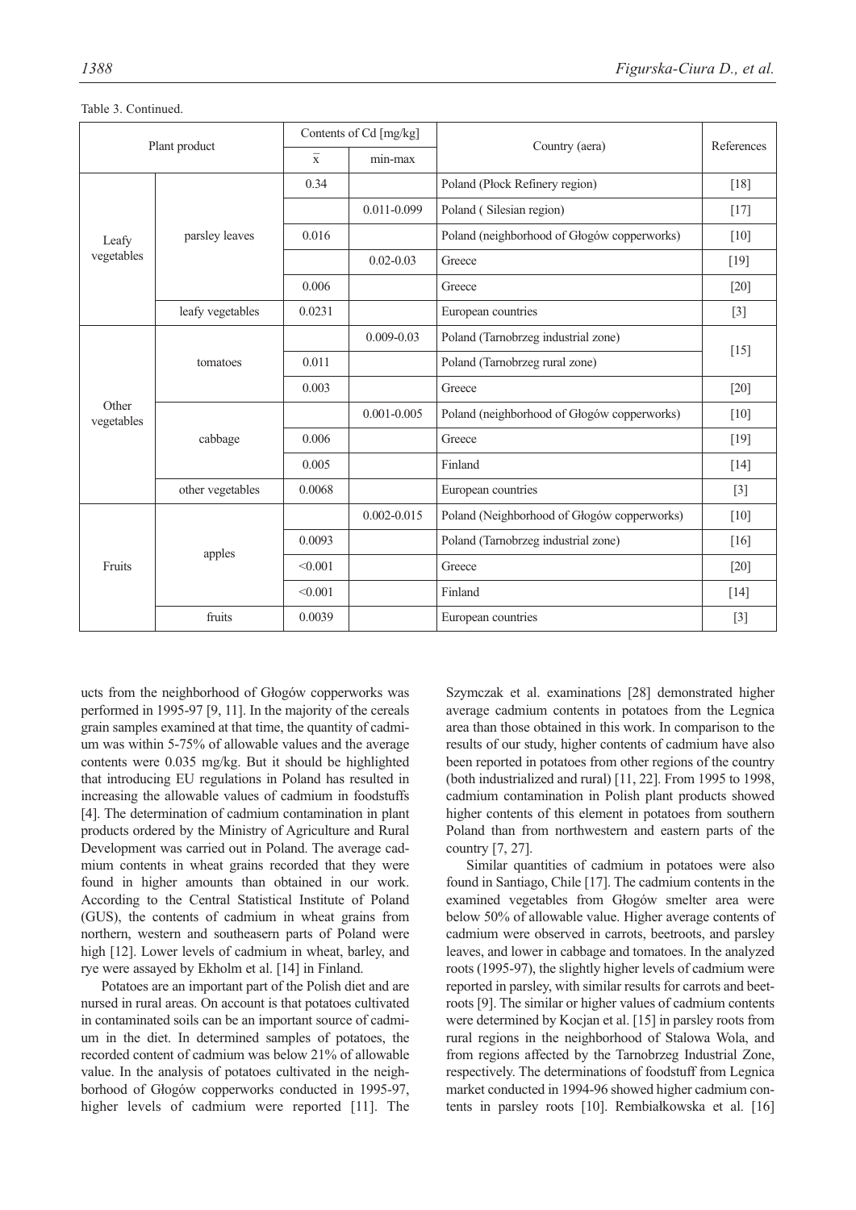Table 3. Continued.

| Plant product | | Contents of Cd [mg/kg] | | Country (aera) | References |
|---|---|---|---|---|---|
| | | x̄ | min-max | | |
| Leafy vegetables | parsley leaves | 0.34 | | Poland (Płock Refinery region) | [18] |
| | | | 0.011-0.099 | Poland ( Silesian region) | [17] |
| | | 0.016 | | Poland (neighborhood of Głogów copperworks) | [10] |
| | | | 0.02-0.03 | Greece | [19] |
| | | 0.006 | | Greece | [20] |
| | leafy vegetables | 0.0231 | | European countries | [3] |
| Other vegetables | tomatoes | | 0.009-0.03 | Poland (Tarnobrzeg industrial zone) | [15] |
| | | 0.011 | | Poland (Tarnobrzeg rural zone) | |
| | | 0.003 | | Greece | [20] |
| | cabbage | | 0.001-0.005 | Poland (neighborhood of Głogów copperworks) | [10] |
| | | 0.006 | | Greece | [19] |
| | | 0.005 | | Finland | [14] |
| | other vegetables | 0.0068 | | European countries | [3] |
| Fruits | apples | | 0.002-0.015 | Poland (Neighborhood of Głogów copperworks) | [10] |
| | | 0.0093 | | Poland (Tarnobrzeg industrial zone) | [16] |
| | | <0.001 | | Greece | [20] |
| | | <0.001 | | Finland | [14] |
| | fruits | 0.0039 | | European countries | [3] |

ucts from the neighborhood of Głogów copperworks was performed in 1995-97 [9, 11]. In the majority of the cereals grain samples examined at that time, the quantity of cadmium was within 5-75% of allowable values and the average contents were 0.035 mg/kg. But it should be highlighted that introducing EU regulations in Poland has resulted in increasing the allowable values of cadmium in foodstuffs [4]. The determination of cadmium contamination in plant products ordered by the Ministry of Agriculture and Rural Development was carried out in Poland. The average cadmium contents in wheat grains recorded that they were found in higher amounts than obtained in our work. According to the Central Statistical Institute of Poland (GUS), the contents of cadmium in wheat grains from northern, western and southeasern parts of Poland were high [12]. Lower levels of cadmium in wheat, barley, and rye were assayed by Ekholm et al. [14] in Finland.

Potatoes are an important part of the Polish diet and are nursed in rural areas. On account is that potatoes cultivated in contaminated soils can be an important source of cadmium in the diet. In determined samples of potatoes, the recorded content of cadmium was below 21% of allowable value. In the analysis of potatoes cultivated in the neighborhood of Głogów copperworks conducted in 1995-97, higher levels of cadmium were reported [11]. The Szymczak et al. examinations [28] demonstrated higher average cadmium contents in potatoes from the Legnica area than those obtained in this work. In comparison to the results of our study, higher contents of cadmium have also been reported in potatoes from other regions of the country (both industrialized and rural) [11, 22]. From 1995 to 1998, cadmium contamination in Polish plant products showed higher contents of this element in potatoes from southern Poland than from northwestern and eastern parts of the country [7, 27].

Similar quantities of cadmium in potatoes were also found in Santiago, Chile [17]. The cadmium contents in the examined vegetables from Głogów smelter area were below 50% of allowable value. Higher average contents of cadmium were observed in carrots, beetroots, and parsley leaves, and lower in cabbage and tomatoes. In the analyzed roots (1995-97), the slightly higher levels of cadmium were reported in parsley, with similar results for carrots and beetroots [9]. The similar or higher values of cadmium contents were determined by Kocjan et al. [15] in parsley roots from rural regions in the neighborhood of Stalowa Wola, and from regions affected by the Tarnobrzeg Industrial Zone, respectively. The determinations of foodstuff from Legnica market conducted in 1994-96 showed higher cadmium contents in parsley roots [10]. Rembiałkowska et al. [16]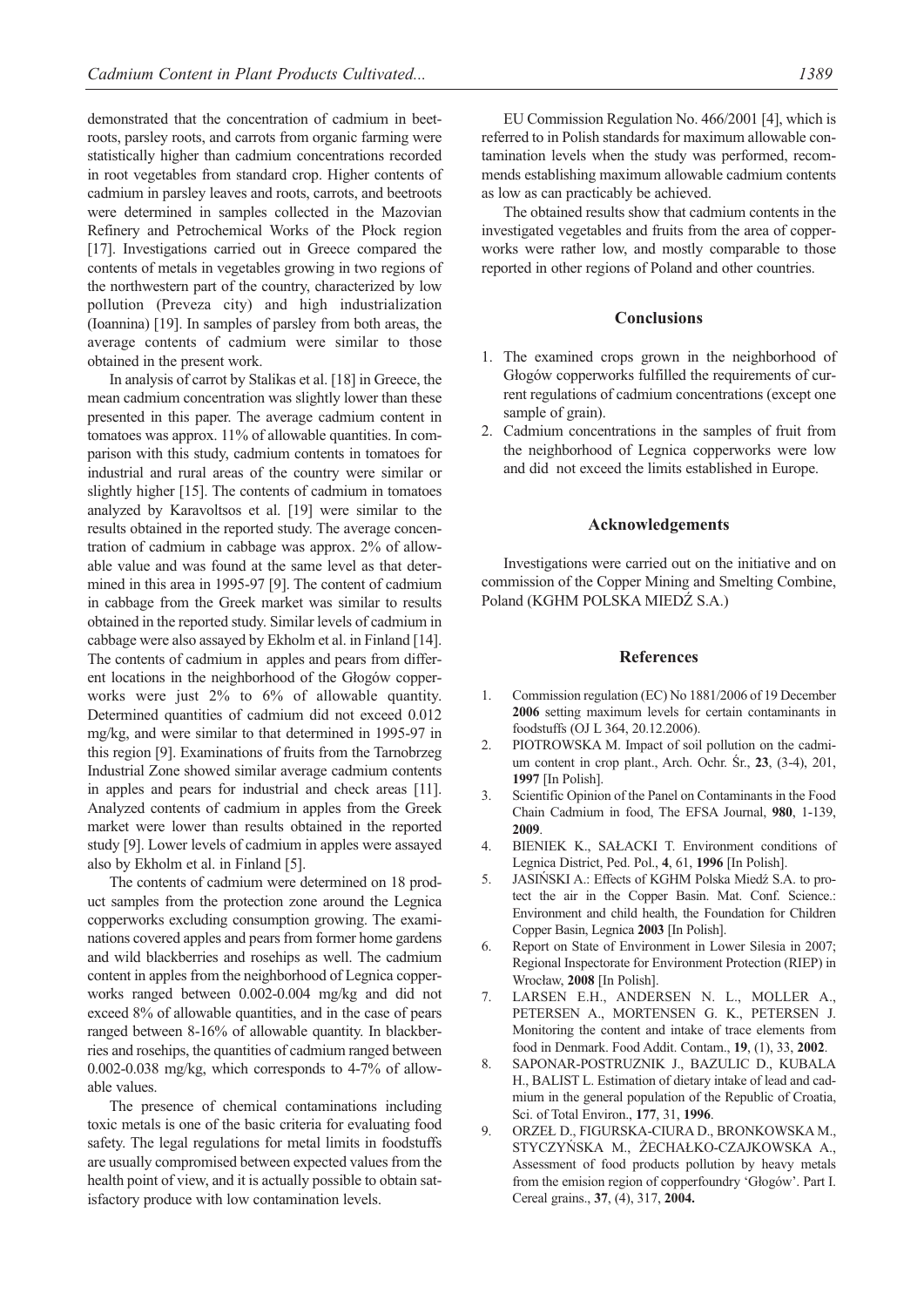demonstrated that the concentration of cadmium in beetroots, parsley roots, and carrots from organic farming were statistically higher than cadmium concentrations recorded in root vegetables from standard crop. Higher contents of cadmium in parsley leaves and roots, carrots, and beetroots were determined in samples collected in the Mazovian Refinery and Petrochemical Works of the Płock region [17]. Investigations carried out in Greece compared the contents of metals in vegetables growing in two regions of the northwestern part of the country, characterized by low pollution (Preveza city) and high industrialization (Ioannina) [19]. In samples of parsley from both areas, the average contents of cadmium were similar to those obtained in the present work.

In analysis of carrot by Stalikas et al. [18] in Greece, the mean cadmium concentration was slightly lower than these presented in this paper. The average cadmium content in tomatoes was approx. 11% of allowable quantities. In comparison with this study, cadmium contents in tomatoes for industrial and rural areas of the country were similar or slightly higher [15]. The contents of cadmium in tomatoes analyzed by Karavoltsos et al. [19] were similar to the results obtained in the reported study. The average concentration of cadmium in cabbage was approx. 2% of allowable value and was found at the same level as that determined in this area in 1995-97 [9]. The content of cadmium in cabbage from the Greek market was similar to results obtained in the reported study. Similar levels of cadmium in cabbage were also assayed by Ekholm et al. in Finland [14]. The contents of cadmium in apples and pears from different locations in the neighborhood of the Głogów copperworks were just 2% to 6% of allowable quantity. Determined quantities of cadmium did not exceed 0.012 mg/kg, and were similar to that determined in 1995-97 in this region [9]. Examinations of fruits from the Tarnobrzeg Industrial Zone showed similar average cadmium contents in apples and pears for industrial and check areas [11]. Analyzed contents of cadmium in apples from the Greek market were lower than results obtained in the reported study [9]. Lower levels of cadmium in apples were assayed also by Ekholm et al. in Finland [5].

The contents of cadmium were determined on 18 product samples from the protection zone around the Legnica copperworks excluding consumption growing. The examinations covered apples and pears from former home gardens and wild blackberries and rosehips as well. The cadmium content in apples from the neighborhood of Legnica copperworks ranged between 0.002-0.004 mg/kg and did not exceed 8% of allowable quantities, and in the case of pears ranged between 8-16% of allowable quantity. In blackberries and rosehips, the quantities of cadmium ranged between 0.002-0.038 mg/kg, which corresponds to 4-7% of allowable values.

The presence of chemical contaminations including toxic metals is one of the basic criteria for evaluating food safety. The legal regulations for metal limits in foodstuffs are usually compromised between expected values from the health point of view, and it is actually possible to obtain satisfactory produce with low contamination levels.

EU Commission Regulation No. 466/2001 [4], which is referred to in Polish standards for maximum allowable contamination levels when the study was performed, recommends establishing maximum allowable cadmium contents as low as can practicably be achieved.

The obtained results show that cadmium contents in the investigated vegetables and fruits from the area of copperworks were rather low, and mostly comparable to those reported in other regions of Poland and other countries.

## Conclusions

1. The examined crops grown in the neighborhood of Głogów copperworks fulfilled the requirements of current regulations of cadmium concentrations (except one sample of grain).
2. Cadmium concentrations in the samples of fruit from the neighborhood of Legnica copperworks were low and did not exceed the limits established in Europe.

## Acknowledgements

Investigations were carried out on the initiative and on commission of the Copper Mining and Smelting Combine, Poland (KGHM POLSKA MIEDŹ S.A.)

## References

1. Commission regulation (EC) No 1881/2006 of 19 December **2006** setting maximum levels for certain contaminants in foodstuffs (OJ L 364, 20.12.2006).
2. PIOTROWSKA M. Impact of soil pollution on the cadmium content in crop plant., Arch. Ochr. Śr., **23**, (3-4), 201, **1997** [In Polish].
3. Scientific Opinion of the Panel on Contaminants in the Food Chain Cadmium in food, The EFSA Journal, **980**, 1-139, **2009**.
4. BIENIEK K., SAŁACKI T. Environment conditions of Legnica District, Ped. Pol., **4**, 61, **1996** [In Polish].
5. JASIŃSKI A.: Effects of KGHM Polska Miedź S.A. to protect the air in the Copper Basin. Mat. Conf. Science.: Environment and child health, the Foundation for Children Copper Basin, Legnica **2003** [In Polish].
6. Report on State of Environment in Lower Silesia in 2007; Regional Inspectorate for Environment Protection (RIEP) in Wrocław, **2008** [In Polish].
7. LARSEN E.H., ANDERSEN N. L., MOLLER A., PETERSEN A., MORTENSEN G. K., PETERSEN J. Monitoring the content and intake of trace elements from food in Denmark. Food Addit. Contam., **19**, (1), 33, **2002**.
8. SAPONAR-POSTRUZNIK J., BAZULIC D., KUBALA H., BALIST L. Estimation of dietary intake of lead and cadmium in the general population of the Republic of Croatia, Sci. of Total Environ., **177**, 31, **1996**.
9. ORZEŁ D., FIGURSKA-CIURA D., BRONKOWSKA M., STYCZYŃSKA M., ŻECHAŁKO-CZAJKOWSKA A., Assessment of food products pollution by heavy metals from the emision region of copperfoundry 'Głogów'. Part I. Cereal grains., **37**, (4), 317, **2004.**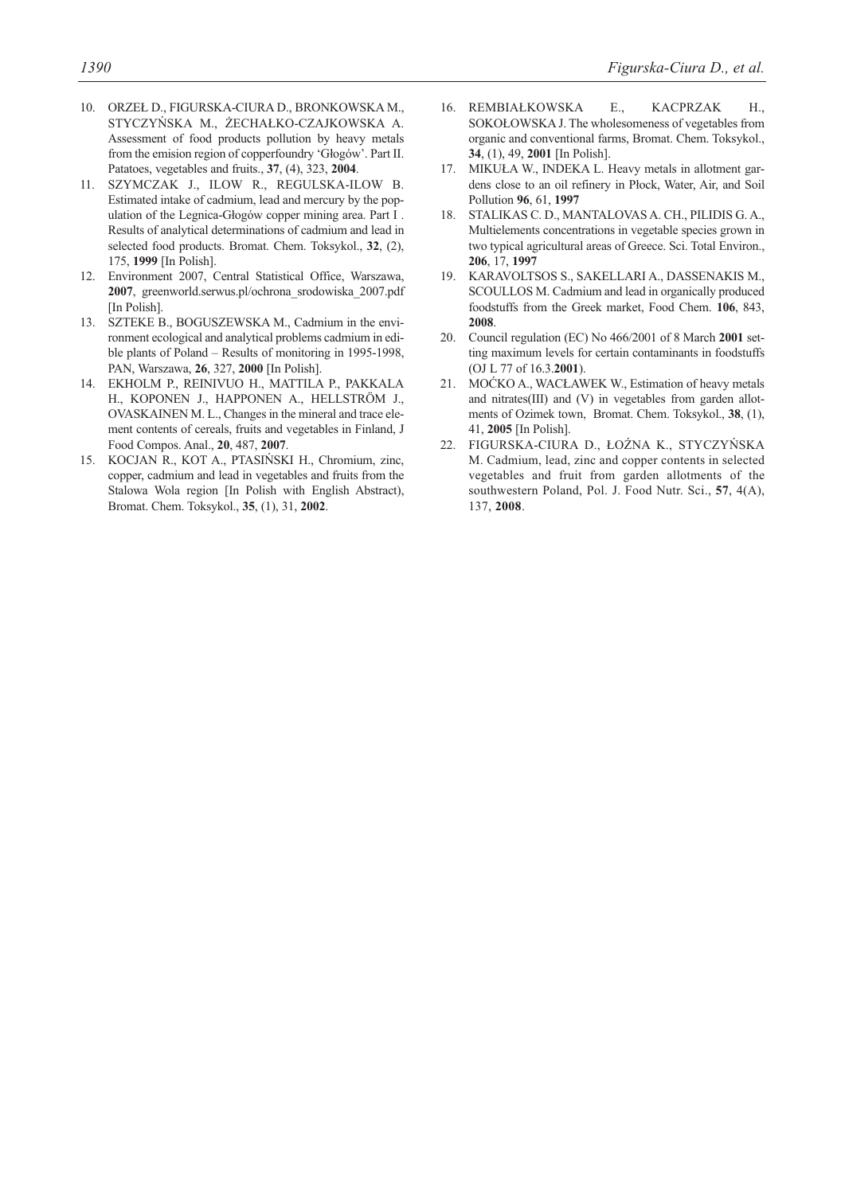10. ORZEŁ D., FIGURSKA-CIURA D., BRONKOWSKA M., STYCZYŃSKA M., ŻECHAŁKO-CZAJKOWSKA A. Assessment of food products pollution by heavy metals from the emision region of copperfoundry 'Głogów'. Part II. Patatoes, vegetables and fruits., **37**, (4), 323, **2004**.
11. SZYMCZAK J., ILOW R., REGULSKA-ILOW B. Estimated intake of cadmium, lead and mercury by the population of the Legnica-Głogów copper mining area. Part I . Results of analytical determinations of cadmium and lead in selected food products. Bromat. Chem. Toksykol., **32**, (2), 175, **1999** [In Polish].
12. Environment 2007, Central Statistical Office, Warszawa, **2007**, greenworld.serwus.pl/ochrona_srodowiska_2007.pdf [In Polish].
13. SZTEKE B., BOGUSZEWSKA M., Cadmium in the environment ecological and analytical problems cadmium in edible plants of Poland – Results of monitoring in 1995-1998, PAN, Warszawa, **26**, 327, **2000** [In Polish].
14. EKHOLM P., REINIVUO H., MATTILA P., PAKKALA H., KOPONEN J., HAPPONEN A., HELLSTRÖM J., OVASKAINEN M. L., Changes in the mineral and trace element contents of cereals, fruits and vegetables in Finland, J Food Compos. Anal., **20**, 487, **2007**.
15. KOCJAN R., KOT A., PTASIŃSKI H., Chromium, zinc, copper, cadmium and lead in vegetables and fruits from the Stalowa Wola region [In Polish with English Abstract), Bromat. Chem. Toksykol., **35**, (1), 31, **2002**.
16. REMBIAŁKOWSKA E., KACPRZAK H., SOKOŁOWSKA J. The wholesomeness of vegetables from organic and conventional farms, Bromat. Chem. Toksykol., **34**, (1), 49, **2001** [In Polish].
17. MIKUŁA W., INDEKA L. Heavy metals in allotment gardens close to an oil refinery in Płock, Water, Air, and Soil Pollution **96**, 61, **1997**
18. STALIKAS C. D., MANTALOVAS A. CH., PILIDIS G. A., Multielements concentrations in vegetable species grown in two typical agricultural areas of Greece. Sci. Total Environ., **206**, 17, **1997**
19. KARAVOLTSOS S., SAKELLARI A., DASSENAKIS M., SCOULLOS M. Cadmium and lead in organically produced foodstuffs from the Greek market, Food Chem. **106**, 843, **2008**.
20. Council regulation (EC) No 466/2001 of 8 March **2001** setting maximum levels for certain contaminants in foodstuffs (OJ L 77 of 16.3.**2001**).
21. MOĆKO A., WACŁAWEK W., Estimation of heavy metals and nitrates(III) and (V) in vegetables from garden allotments of Ozimek town, Bromat. Chem. Toksykol., **38**, (1), 41, **2005** [In Polish].
22. FIGURSKA-CIURA D., ŁOŹNA K., STYCZYŃSKA M. Cadmium, lead, zinc and copper contents in selected vegetables and fruit from garden allotments of the southwestern Poland, Pol. J. Food Nutr. Sci., **57**, 4(A), 137, **2008**.